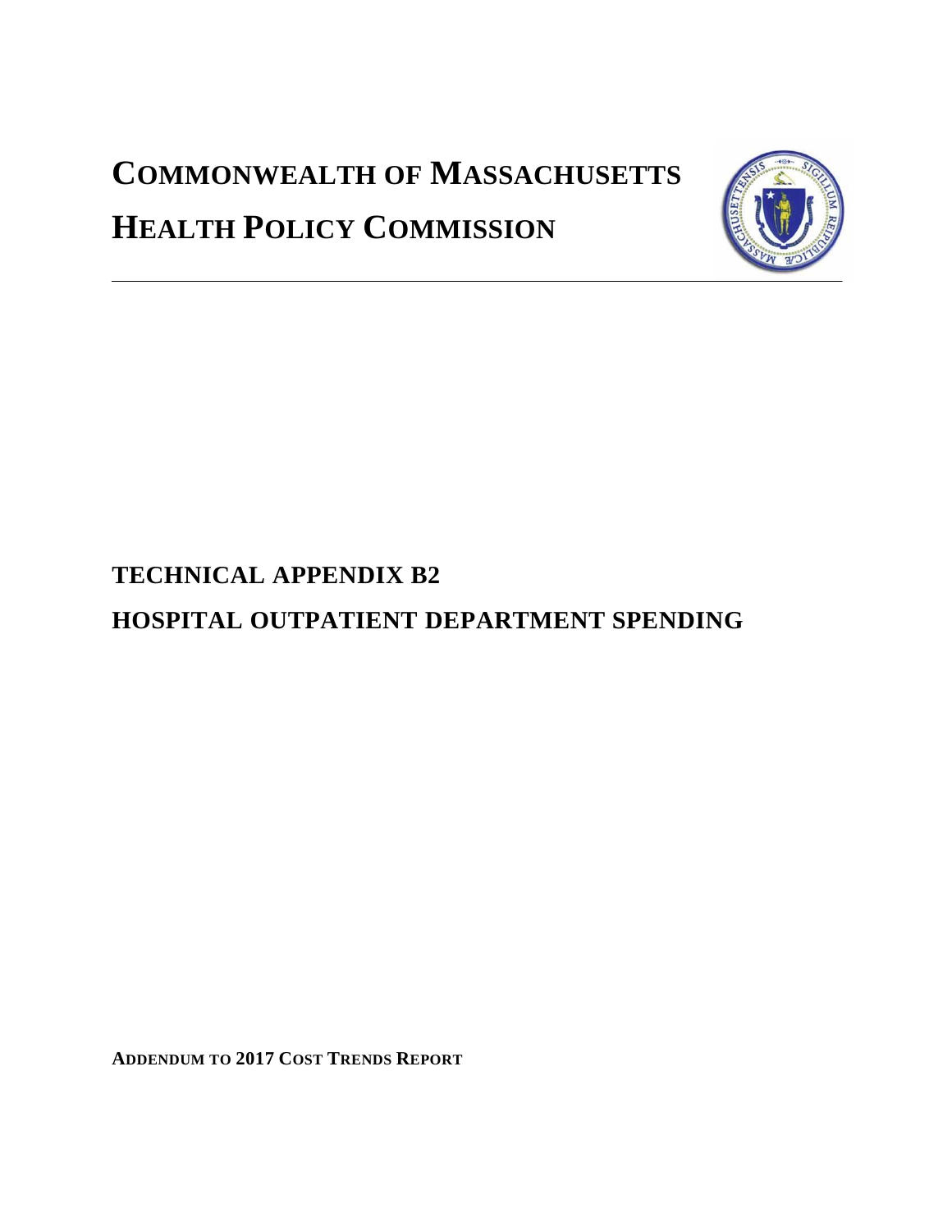# COMMONWEALTH OF MASSACHUSETTS
# HEALTH POLICY COMMISSION

---

## TECHNICAL APPENDIX B2

## HOSPITAL OUTPATIENT DEPARTMENT SPENDING

**ADDENDUM TO 2017 COST TRENDS REPORT**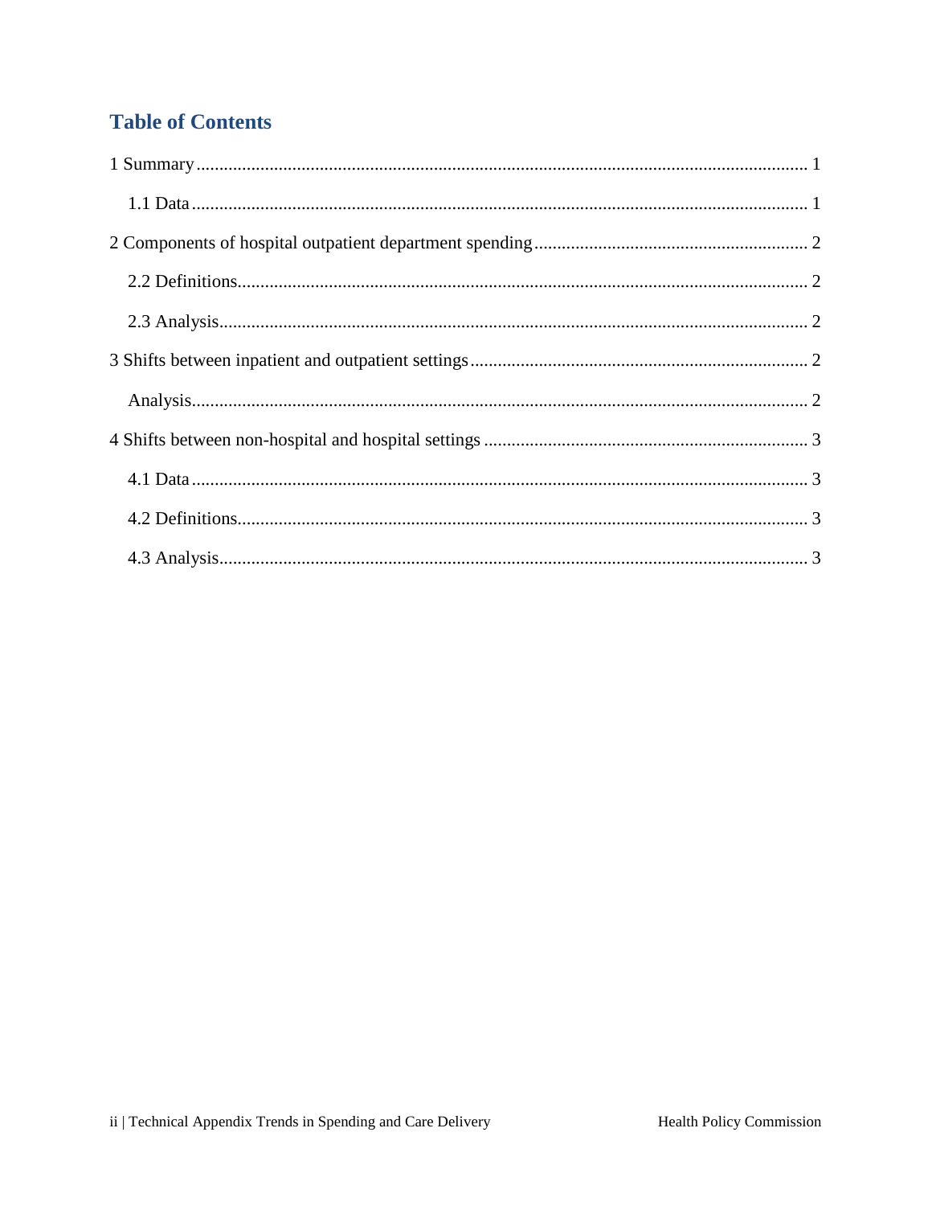# Table of Contents

1 Summary ........................................................................................................................ 1

    1.1 Data ......................................................................................................................... 1

2 Components of hospital outpatient department spending ............................................ 2

    2.2 Definitions............................................................................................................... 2

    2.3 Analysis................................................................................................................... 2

3 Shifts between inpatient and outpatient settings .......................................................... 2

    Analysis........................................................................................................................ 2

4 Shifts between non-hospital and hospital settings ........................................................ 3

    4.1 Data ......................................................................................................................... 3

    4.2 Definitions............................................................................................................... 3

    4.3 Analysis................................................................................................................... 3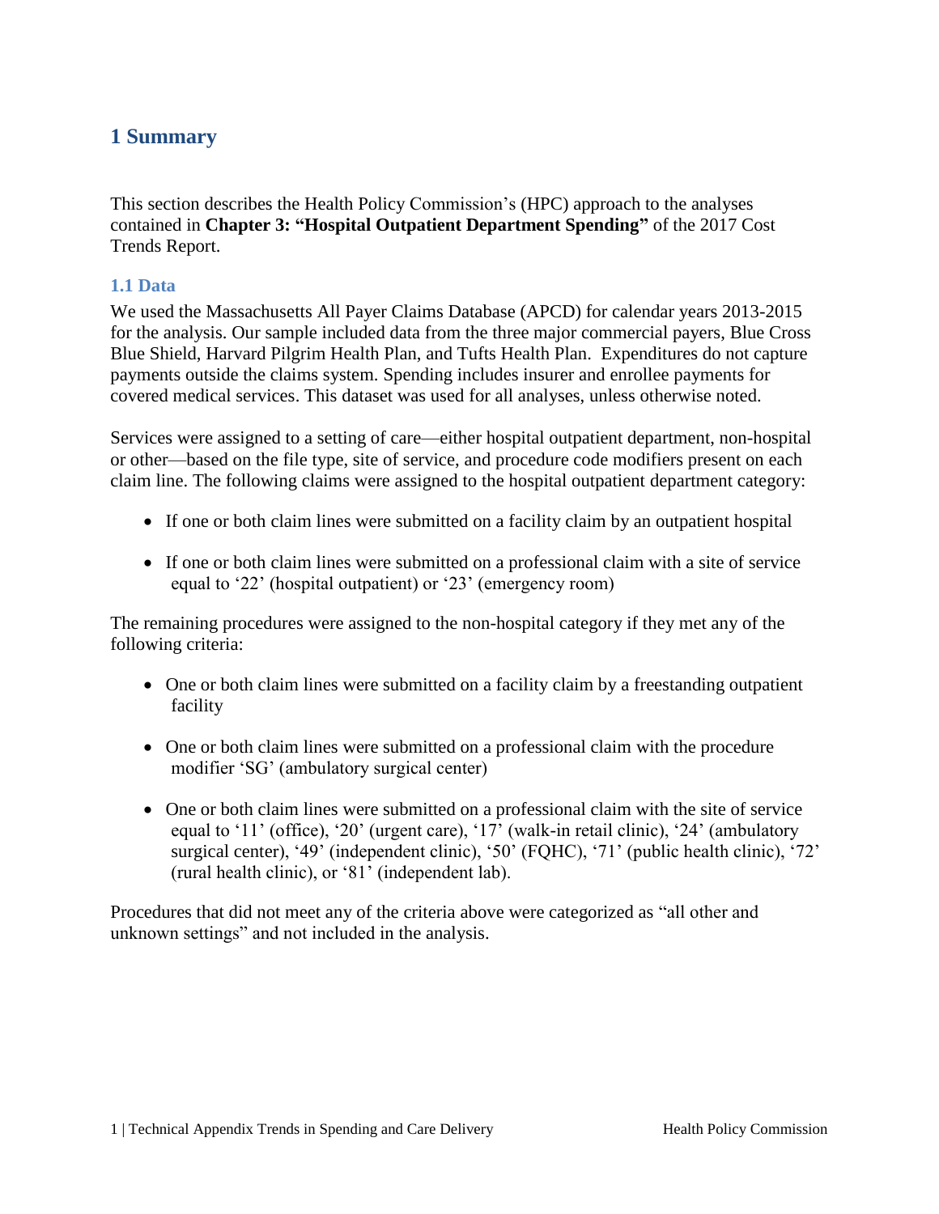# 1 Summary

This section describes the Health Policy Commission's (HPC) approach to the analyses contained in **Chapter 3: "Hospital Outpatient Department Spending"** of the 2017 Cost Trends Report.

## 1.1 Data

We used the Massachusetts All Payer Claims Database (APCD) for calendar years 2013-2015 for the analysis. Our sample included data from the three major commercial payers, Blue Cross Blue Shield, Harvard Pilgrim Health Plan, and Tufts Health Plan. Expenditures do not capture payments outside the claims system. Spending includes insurer and enrollee payments for covered medical services. This dataset was used for all analyses, unless otherwise noted.

Services were assigned to a setting of care—either hospital outpatient department, non-hospital or other—based on the file type, site of service, and procedure code modifiers present on each claim line. The following claims were assigned to the hospital outpatient department category:

- If one or both claim lines were submitted on a facility claim by an outpatient hospital
- If one or both claim lines were submitted on a professional claim with a site of service equal to '22' (hospital outpatient) or '23' (emergency room)

The remaining procedures were assigned to the non-hospital category if they met any of the following criteria:

- One or both claim lines were submitted on a facility claim by a freestanding outpatient facility
- One or both claim lines were submitted on a professional claim with the procedure modifier 'SG' (ambulatory surgical center)
- One or both claim lines were submitted on a professional claim with the site of service equal to '11' (office), '20' (urgent care), '17' (walk-in retail clinic), '24' (ambulatory surgical center), '49' (independent clinic), '50' (FQHC), '71' (public health clinic), '72' (rural health clinic), or '81' (independent lab).

Procedures that did not meet any of the criteria above were categorized as "all other and unknown settings" and not included in the analysis.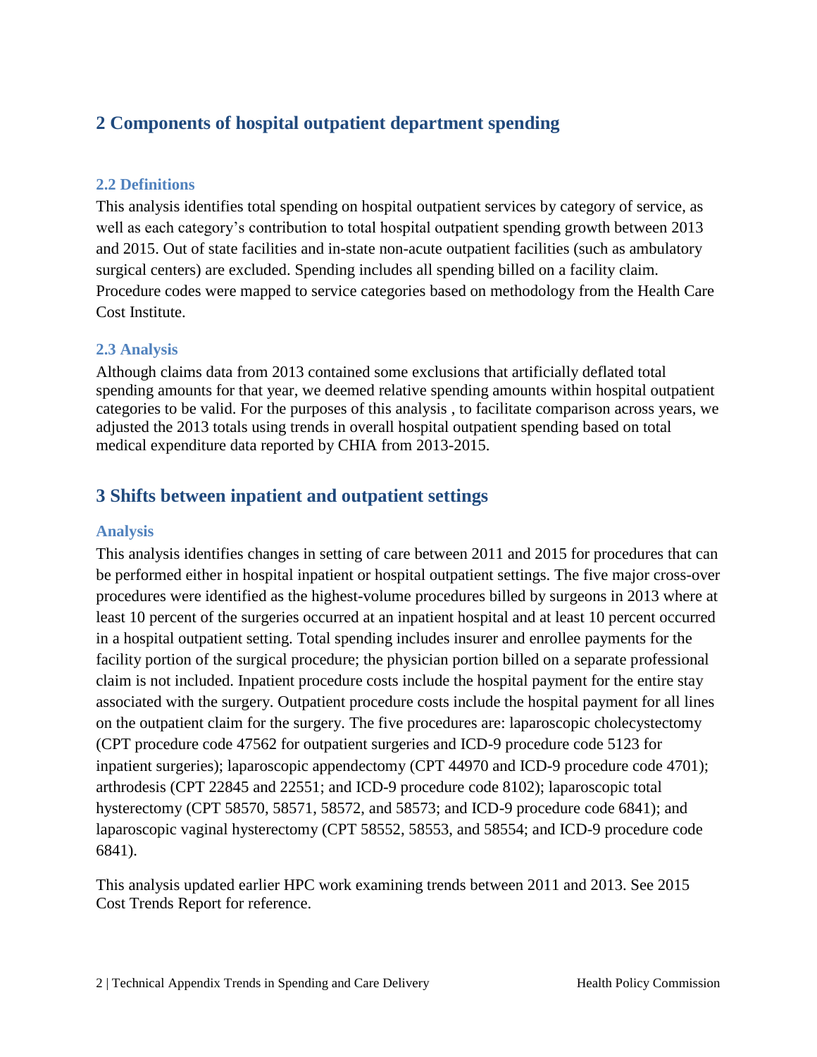## 2 Components of hospital outpatient department spending

### 2.2 Definitions

This analysis identifies total spending on hospital outpatient services by category of service, as well as each category's contribution to total hospital outpatient spending growth between 2013 and 2015. Out of state facilities and in-state non-acute outpatient facilities (such as ambulatory surgical centers) are excluded. Spending includes all spending billed on a facility claim. Procedure codes were mapped to service categories based on methodology from the Health Care Cost Institute.

### 2.3 Analysis

Although claims data from 2013 contained some exclusions that artificially deflated total spending amounts for that year, we deemed relative spending amounts within hospital outpatient categories to be valid. For the purposes of this analysis , to facilitate comparison across years, we adjusted the 2013 totals using trends in overall hospital outpatient spending based on total medical expenditure data reported by CHIA from 2013-2015.

## 3 Shifts between inpatient and outpatient settings

### Analysis

This analysis identifies changes in setting of care between 2011 and 2015 for procedures that can be performed either in hospital inpatient or hospital outpatient settings. The five major cross-over procedures were identified as the highest-volume procedures billed by surgeons in 2013 where at least 10 percent of the surgeries occurred at an inpatient hospital and at least 10 percent occurred in a hospital outpatient setting. Total spending includes insurer and enrollee payments for the facility portion of the surgical procedure; the physician portion billed on a separate professional claim is not included. Inpatient procedure costs include the hospital payment for the entire stay associated with the surgery. Outpatient procedure costs include the hospital payment for all lines on the outpatient claim for the surgery. The five procedures are: laparoscopic cholecystectomy (CPT procedure code 47562 for outpatient surgeries and ICD-9 procedure code 5123 for inpatient surgeries); laparoscopic appendectomy (CPT 44970 and ICD-9 procedure code 4701); arthrodesis (CPT 22845 and 22551; and ICD-9 procedure code 8102); laparoscopic total hysterectomy (CPT 58570, 58571, 58572, and 58573; and ICD-9 procedure code 6841); and laparoscopic vaginal hysterectomy (CPT 58552, 58553, and 58554; and ICD-9 procedure code 6841).

This analysis updated earlier HPC work examining trends between 2011 and 2013. See 2015 Cost Trends Report for reference.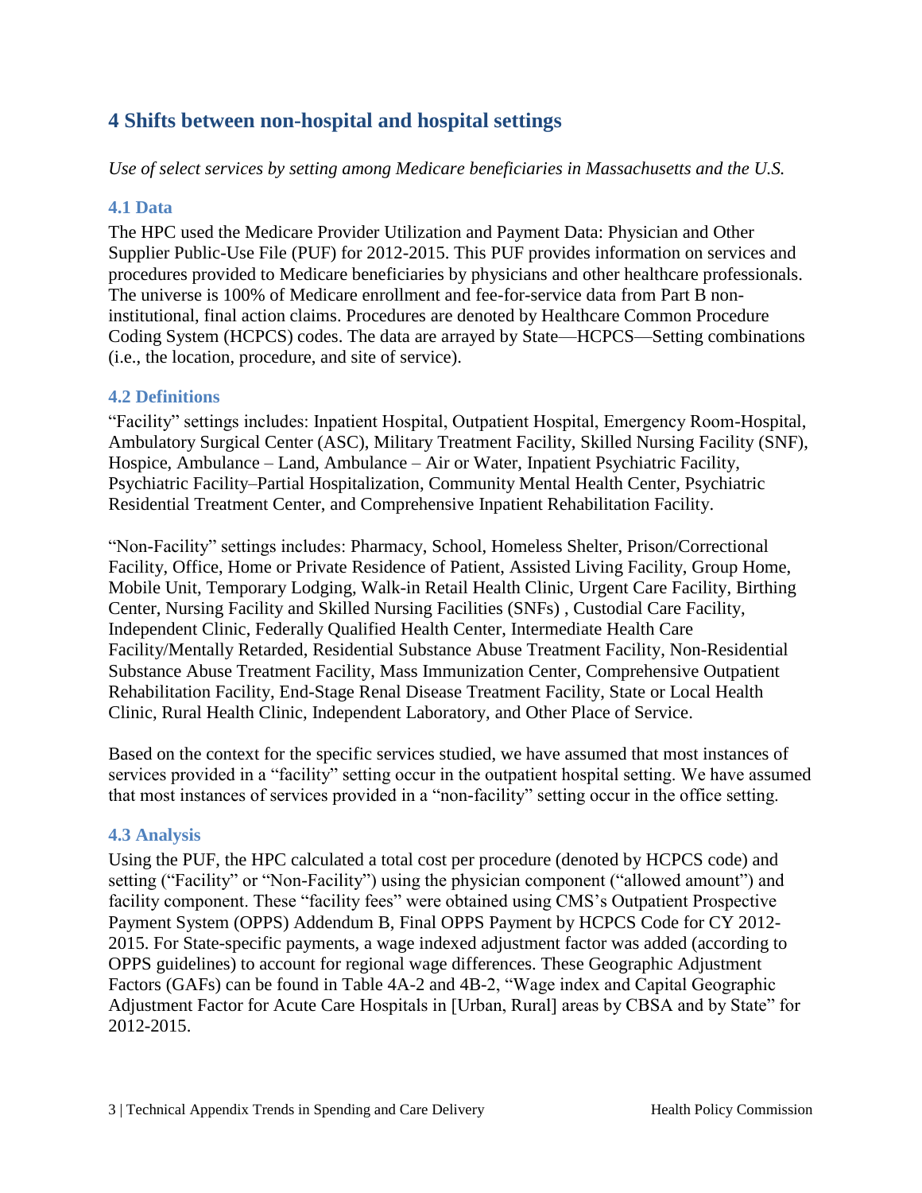## 4 Shifts between non-hospital and hospital settings

*Use of select services by setting among Medicare beneficiaries in Massachusetts and the U.S.*

### 4.1 Data

The HPC used the Medicare Provider Utilization and Payment Data: Physician and Other Supplier Public-Use File (PUF) for 2012-2015. This PUF provides information on services and procedures provided to Medicare beneficiaries by physicians and other healthcare professionals. The universe is 100% of Medicare enrollment and fee-for-service data from Part B non-institutional, final action claims. Procedures are denoted by Healthcare Common Procedure Coding System (HCPCS) codes. The data are arrayed by State—HCPCS—Setting combinations (i.e., the location, procedure, and site of service).

### 4.2 Definitions

"Facility" settings includes: Inpatient Hospital, Outpatient Hospital, Emergency Room-Hospital, Ambulatory Surgical Center (ASC), Military Treatment Facility, Skilled Nursing Facility (SNF), Hospice, Ambulance – Land, Ambulance – Air or Water, Inpatient Psychiatric Facility, Psychiatric Facility–Partial Hospitalization, Community Mental Health Center, Psychiatric Residential Treatment Center, and Comprehensive Inpatient Rehabilitation Facility.

"Non-Facility" settings includes: Pharmacy, School, Homeless Shelter, Prison/Correctional Facility, Office, Home or Private Residence of Patient, Assisted Living Facility, Group Home, Mobile Unit, Temporary Lodging, Walk-in Retail Health Clinic, Urgent Care Facility, Birthing Center, Nursing Facility and Skilled Nursing Facilities (SNFs) , Custodial Care Facility, Independent Clinic, Federally Qualified Health Center, Intermediate Health Care Facility/Mentally Retarded, Residential Substance Abuse Treatment Facility, Non-Residential Substance Abuse Treatment Facility, Mass Immunization Center, Comprehensive Outpatient Rehabilitation Facility, End-Stage Renal Disease Treatment Facility, State or Local Health Clinic, Rural Health Clinic, Independent Laboratory, and Other Place of Service.

Based on the context for the specific services studied, we have assumed that most instances of services provided in a "facility" setting occur in the outpatient hospital setting. We have assumed that most instances of services provided in a "non-facility" setting occur in the office setting.

### 4.3 Analysis

Using the PUF, the HPC calculated a total cost per procedure (denoted by HCPCS code) and setting ("Facility" or "Non-Facility") using the physician component ("allowed amount") and facility component. These "facility fees" were obtained using CMS's Outpatient Prospective Payment System (OPPS) Addendum B, Final OPPS Payment by HCPCS Code for CY 2012-2015. For State-specific payments, a wage indexed adjustment factor was added (according to OPPS guidelines) to account for regional wage differences. These Geographic Adjustment Factors (GAFs) can be found in Table 4A-2 and 4B-2, "Wage index and Capital Geographic Adjustment Factor for Acute Care Hospitals in [Urban, Rural] areas by CBSA and by State" for 2012-2015.